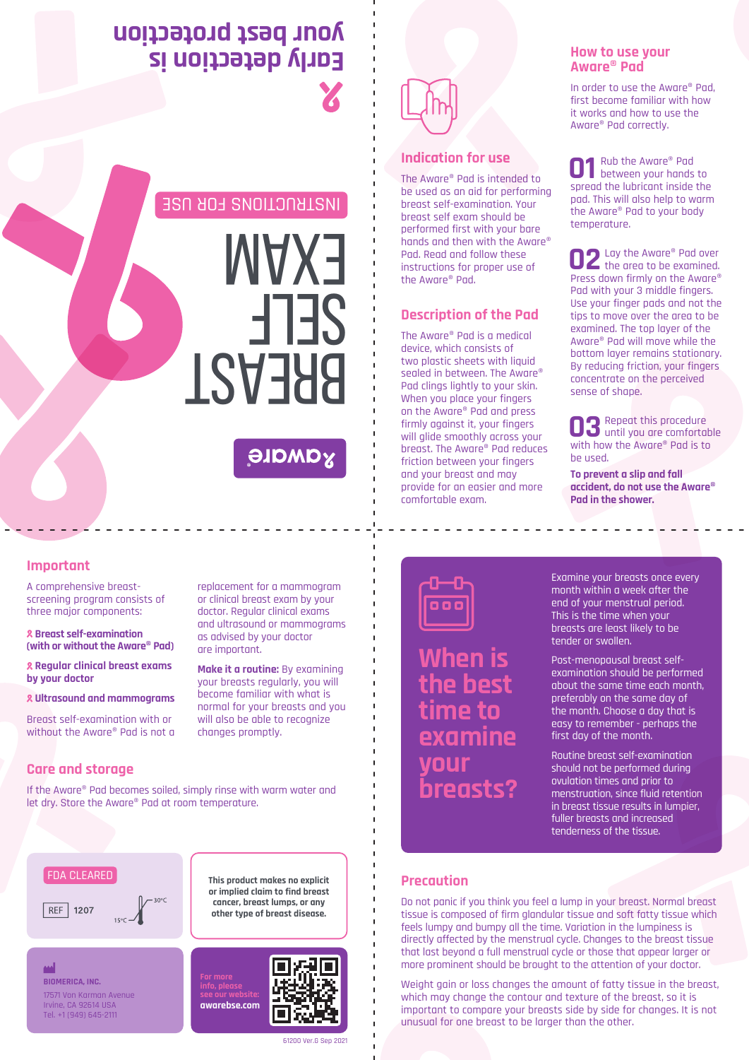# Early detection is your best protection

# BREAST SELF EXAM

INSTRUCTIONS FOR USE

aware®

## Indication for use

The Aware® Pad is intended to be used as an aid for performing breast self-examination. Your breast self exam should be performed first with your bare hands and then with the Aware® Pad. Read and follow these instructions for proper use of the Aware® Pad.

## Description of the Pad

The Aware® Pad is a medical device, which consists of two plastic sheets with liquid sealed in between. The Aware® Pad clings lightly to your skin. When you place your fingers on the Aware® Pad and press firmly against it, your fingers will glide smoothly across your breast. The Aware® Pad reduces friction between your fingers and your breast and may provide for an easier and more comfortable exam.

## How to use your Aware® Pad

In order to use the Aware® Pad, first become familiar with how it works and how to use the Aware® Pad correctly.

**01** Rub the Aware® Pad between your hands to spread the lubricant inside the pad. This will also help to warm the Aware® Pad to your body temperature.

**02** Lay the Aware® Pad over the area to be examined. Press down firmly on the Aware® Pad with your 3 middle fingers. Use your finger pads and not the tips to move over the area to be examined. The top layer of the Aware® Pad will move while the bottom layer remains stationary. By reducing friction, your fingers concentrate on the perceived sense of shape.

**03** Repeat this procedure until you are comfortable with how the Aware® Pad is to be used.

**To prevent a slip and fall accident, do not use the Aware® Pad in the shower.**

## Important

A comprehensive breast-screening program consists of three major components:

- **Breast self-examination (with or without the Aware® Pad)**
- **Regular clinical breast exams by your doctor**
- **Ultrasound and mammograms**

Breast self-examination with or without the Aware® Pad is not a replacement for a mammogram or clinical breast exam by your doctor. Regular clinical exams and ultrasound or mammograms as advised by your doctor are important.

**Make it a routine:** By examining your breasts regularly, you will become familiar with what is normal for your breasts and you will also be able to recognize changes promptly.

## Care and storage

If the Aware® Pad becomes soiled, simply rinse with warm water and let dry. Store the Aware® Pad at room temperature.

FDA CLEARED

REF 1207

15°C – 30°C

This product makes no explicit or implied claim to find breast cancer, breast lumps, or any other type of breast disease.

BIOMERICA, INC.
17571 Von Karman Avenue
Irvine, CA 92614 USA
Tel. +1 (949) 645-2111

For more info, please see our website:
awarebse.com

61200 Ver.G Sep 2021

## When is the best time to examine your breasts?

Examine your breasts once every month within a week after the end of your menstrual period. This is the time when your breasts are least likely to be tender or swollen.

Post-menopausal breast self-examination should be performed about the same time each month, preferably on the same day of the month. Choose a day that is easy to remember - perhaps the first day of the month.

Routine breast self-examination should not be performed during ovulation times and prior to menstruation, since fluid retention in breast tissue results in lumpier, fuller breasts and increased tenderness of the tissue.

## Precaution

Do not panic if you think you feel a lump in your breast. Normal breast tissue is composed of firm glandular tissue and soft fatty tissue which feels lumpy and bumpy all the time. Variation in the lumpiness is directly affected by the menstrual cycle. Changes to the breast tissue that last beyond a full menstrual cycle or those that appear larger or more prominent should be brought to the attention of your doctor.

Weight gain or loss changes the amount of fatty tissue in the breast, which may change the contour and texture of the breast, so it is important to compare your breasts side by side for changes. It is not unusual for one breast to be larger than the other.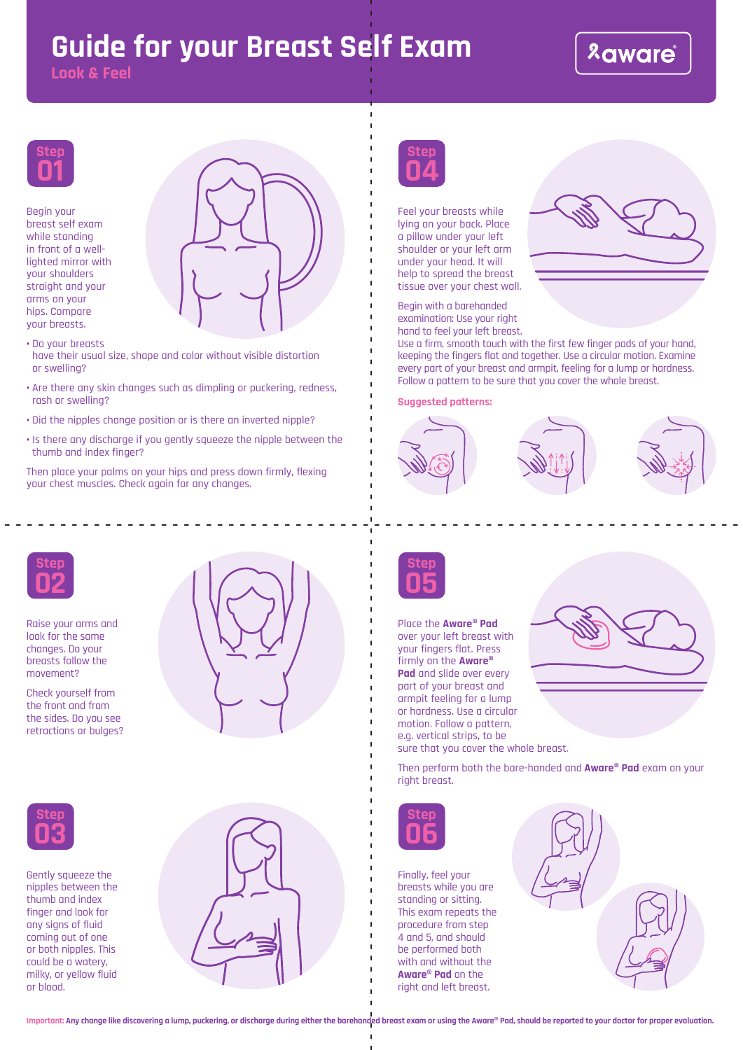# Guide for your Breast Self Exam

**Look & Feel**

aware

## Step 01

Begin your breast self exam while standing in front of a well-lighted mirror with your shoulders straight and your arms on your hips. Compare your breasts.

- Do your breasts have their usual size, shape and color without visible distortion or swelling?
- Are there any skin changes such as dimpling or puckering, redness, rash or swelling?
- Did the nipples change position or is there an inverted nipple?
- Is there any discharge if you gently squeeze the nipple between the thumb and index finger?

Then place your palms on your hips and press down firmly, flexing your chest muscles. Check again for any changes.

## Step 02

Raise your arms and look for the same changes. Do your breasts follow the movement?

Check yourself from the front and from the sides. Do you see retractions or bulges?

## Step 03

Gently squeeze the nipples between the thumb and index finger and look for any signs of fluid coming out of one or both nipples. This could be a watery, milky, or yellow fluid or blood.

## Step 04

Feel your breasts while lying on your back. Place a pillow under your left shoulder or your left arm under your head. It will help to spread the breast tissue over your chest wall.

Begin with a barehanded examination: Use your right hand to feel your left breast. Use a firm, smooth touch with the first few finger pads of your hand, keeping the fingers flat and together. Use a circular motion. Examine every part of your breast and armpit, feeling for a lump or hardness. Follow a pattern to be sure that you cover the whole breast.

**Suggested patterns:**

## Step 05

Place the **Aware® Pad** over your left breast with your fingers flat. Press firmly on the **Aware® Pad** and slide over every part of your breast and armpit feeling for a lump or hardness. Use a circular motion. Follow a pattern, e.g. vertical strips, to be sure that you cover the whole breast.

Then perform both the bare-handed and **Aware® Pad** exam on your right breast.

## Step 06

Finally, feel your breasts while you are standing or sitting. This exam repeats the procedure from step 4 and 5, and should be performed both with and without the **Aware® Pad** on the right and left breast.

**Important: Any change like discovering a lump, puckering, or discharge during either the barehanded breast exam or using the Aware® Pad, should be reported to your doctor for proper evaluation.**